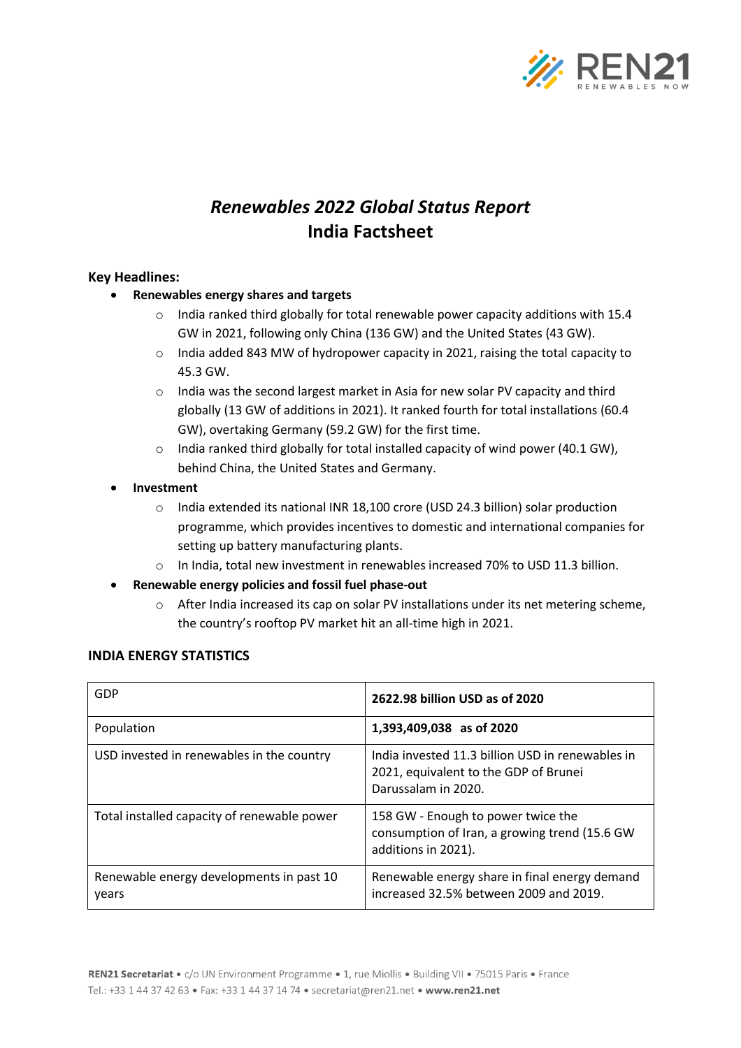# *Renewables 2022 Global Status Report*
# India Factsheet

## Key Headlines:

- **Renewables energy shares and targets**
  - India ranked third globally for total renewable power capacity additions with 15.4 GW in 2021, following only China (136 GW) and the United States (43 GW).
  - India added 843 MW of hydropower capacity in 2021, raising the total capacity to 45.3 GW.
  - India was the second largest market in Asia for new solar PV capacity and third globally (13 GW of additions in 2021). It ranked fourth for total installations (60.4 GW), overtaking Germany (59.2 GW) for the first time.
  - India ranked third globally for total installed capacity of wind power (40.1 GW), behind China, the United States and Germany.
- **Investment**
  - India extended its national INR 18,100 crore (USD 24.3 billion) solar production programme, which provides incentives to domestic and international companies for setting up battery manufacturing plants.
  - In India, total new investment in renewables increased 70% to USD 11.3 billion.
- **Renewable energy policies and fossil fuel phase-out**
  - After India increased its cap on solar PV installations under its net metering scheme, the country's rooftop PV market hit an all-time high in 2021.

## INDIA ENERGY STATISTICS

| | |
|---|---|
| GDP | **2622.98 billion USD as of 2020** |
| Population | **1,393,409,038 as of 2020** |
| USD invested in renewables in the country | India invested 11.3 billion USD in renewables in 2021, equivalent to the GDP of Brunei Darussalam in 2020. |
| Total installed capacity of renewable power | 158 GW - Enough to power twice the consumption of Iran, a growing trend (15.6 GW additions in 2021). |
| Renewable energy developments in past 10 years | Renewable energy share in final energy demand increased 32.5% between 2009 and 2019. |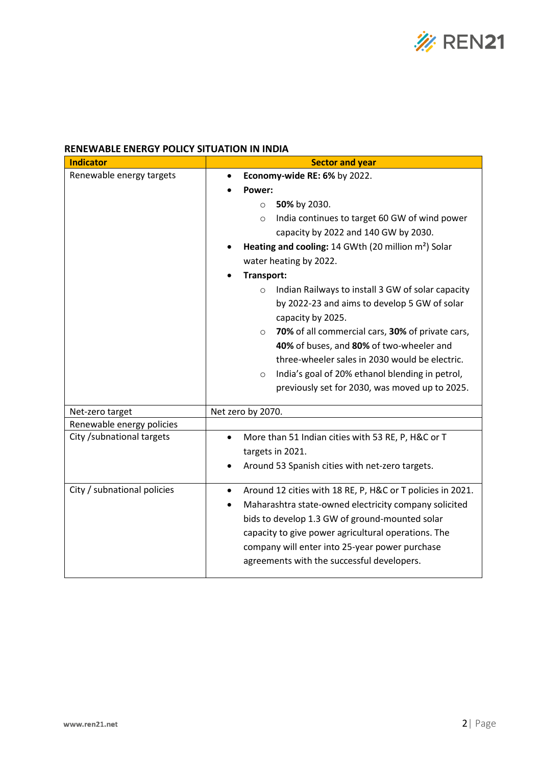**RENEWABLE ENERGY POLICY SITUATION IN INDIA**

| Indicator | Sector and year |
|---|---|
| Renewable energy targets | • **Economy-wide RE: 6%** by 2022.<br>• **Power:**<br>  ○ **50%** by 2030.<br>  ○ India continues to target 60 GW of wind power capacity by 2022 and 140 GW by 2030.<br>• **Heating and cooling:** 14 GWth (20 million m²) Solar water heating by 2022.<br>• **Transport:**<br>  ○ Indian Railways to install 3 GW of solar capacity by 2022-23 and aims to develop 5 GW of solar capacity by 2025.<br>  ○ **70%** of all commercial cars, **30%** of private cars, **40%** of buses, and **80%** of two-wheeler and three-wheeler sales in 2030 would be electric.<br>  ○ India's goal of 20% ethanol blending in petrol, previously set for 2030, was moved up to 2025. |
| Net-zero target | Net zero by 2070. |
| Renewable energy policies | |
| City /subnational targets | • More than 51 Indian cities with 53 RE, P, H&C or T targets in 2021.<br>• Around 53 Spanish cities with net-zero targets. |
| City / subnational policies | • Around 12 cities with 18 RE, P, H&C or T policies in 2021.<br>• Maharashtra state-owned electricity company solicited bids to develop 1.3 GW of ground-mounted solar capacity to give power agricultural operations. The company will enter into 25-year power purchase agreements with the successful developers. |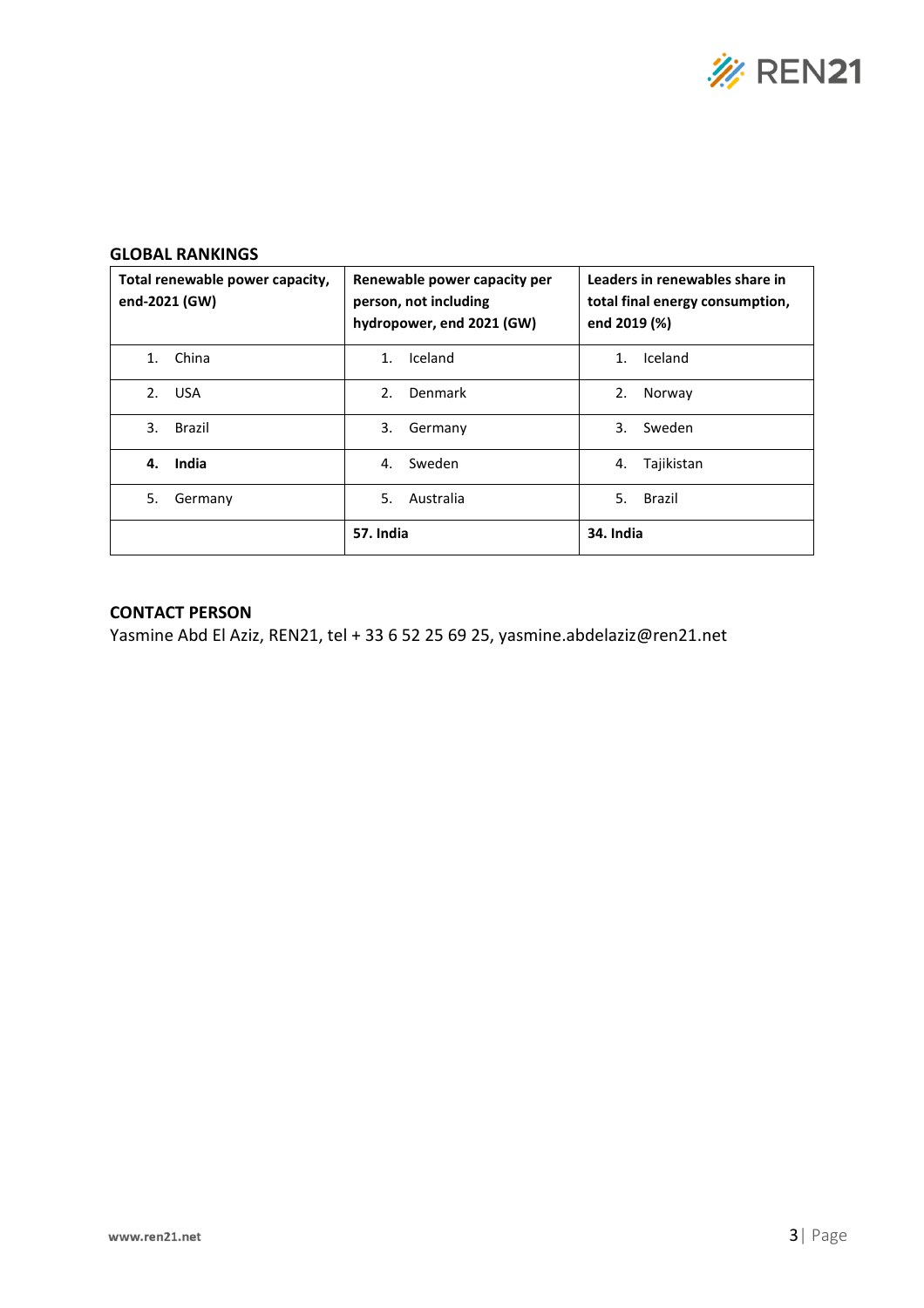## GLOBAL RANKINGS

| Total renewable power capacity, end-2021 (GW) | Renewable power capacity per person, not including hydropower, end 2021 (GW) | Leaders in renewables share in total final energy consumption, end 2019 (%) |
|---|---|---|
| 1. China | 1. Iceland | 1. Iceland |
| 2. USA | 2. Denmark | 2. Norway |
| 3. Brazil | 3. Germany | 3. Sweden |
| **4. India** | 4. Sweden | 4. Tajikistan |
| 5. Germany | 5. Australia | 5. Brazil |
| | **57. India** | **34. India** |

## CONTACT PERSON

Yasmine Abd El Aziz, REN21, tel + 33 6 52 25 69 25, yasmine.abdelaziz@ren21.net